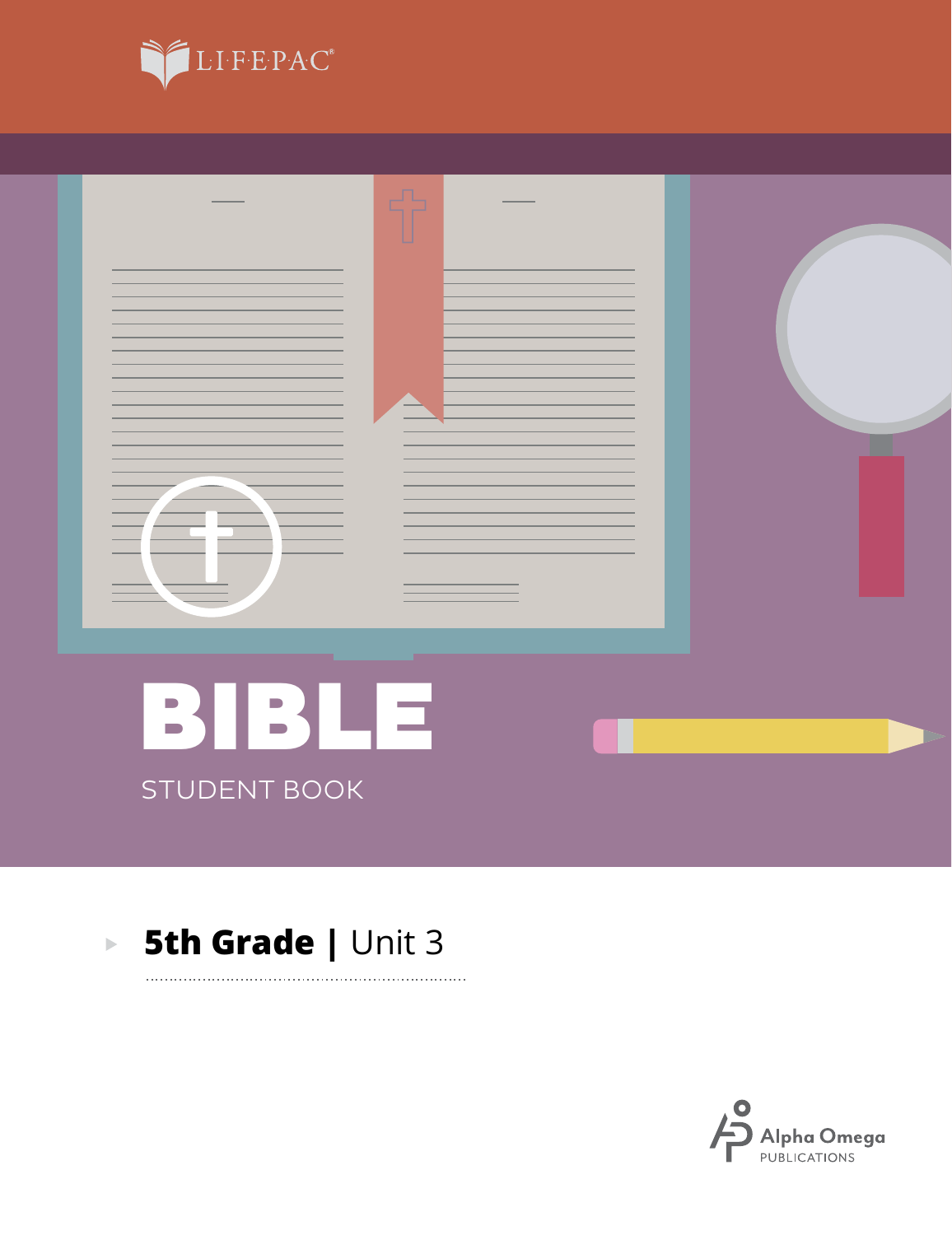LIFEPAC®

# BIBLE

STUDENT BOOK

**5th Grade | Unit 3**

Alpha Omega PUBLICATIONS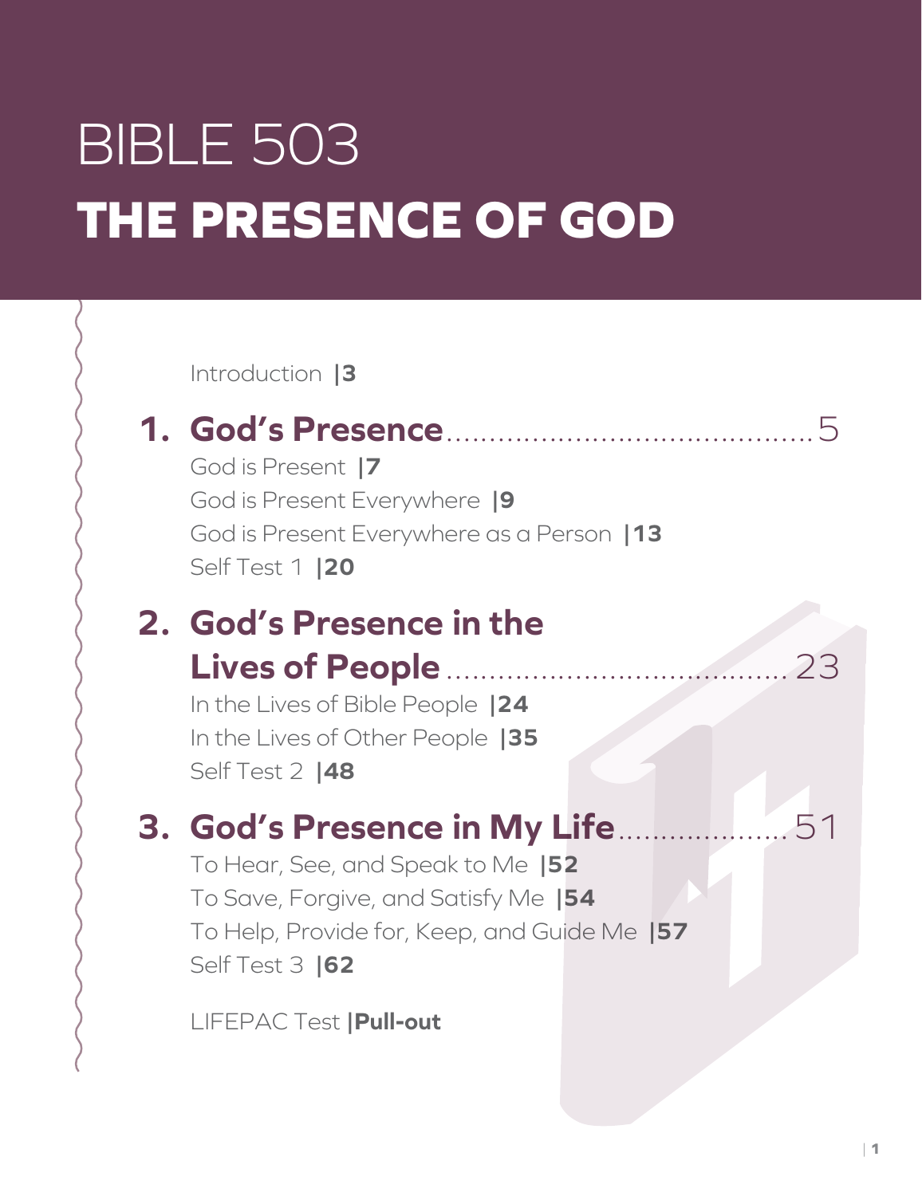# BIBLE 503

# THE PRESENCE OF GOD

Introduction |3

## 1. God's Presence ........................................ 5

God is Present |7

God is Present Everywhere |9

God is Present Everywhere as a Person |13

Self Test 1 |20

## 2. God's Presence in the Lives of People ........................................ 23

In the Lives of Bible People |24

In the Lives of Other People |35

Self Test 2 |48

## 3. God's Presence in My Life ........................................ 51

To Hear, See, and Speak to Me |52

To Save, Forgive, and Satisfy Me |54

To Help, Provide for, Keep, and Guide Me |57

Self Test 3 |62

LIFEPAC Test |**Pull-out**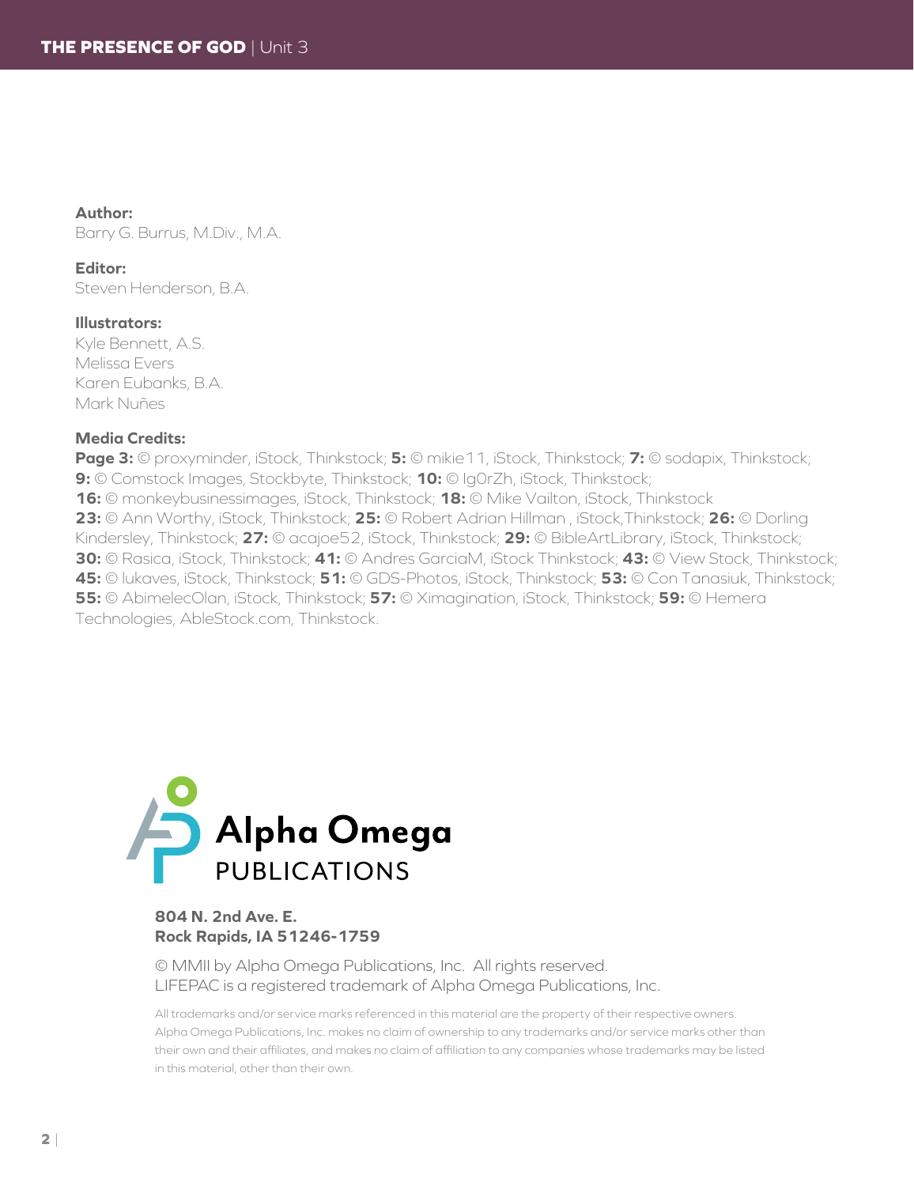**Author:**
Barry G. Burrus, M.Div., M.A.

**Editor:**
Steven Henderson, B.A.

**Illustrators:**
Kyle Bennett, A.S.
Melissa Evers
Karen Eubanks, B.A.
Mark Nuñes

**Media Credits:**
**Page 3:** © proxyminder, iStock, Thinkstock; **5:** © mikie11, iStock, Thinkstock; **7:** © sodapix, Thinkstock; **9:** © Comstock Images, Stockbyte, Thinkstock; **10:** © Ig0rZh, iStock, Thinkstock; **16:** © monkeybusinessimages, iStock, Thinkstock; **18:** © Mike Vailton, iStock, Thinkstock **23:** © Ann Worthy, iStock, Thinkstock; **25:** © Robert Adrian Hillman , iStock,Thinkstock; **26:** © Dorling Kindersley, Thinkstock; **27:** © acajoe52, iStock, Thinkstock; **29:** © BibleArtLibrary, iStock, Thinkstock; **30:** © Rasica, iStock, Thinkstock; **41:** © Andres GarciaM, iStock Thinkstock; **43:** © View Stock, Thinkstock; **45:** © lukaves, iStock, Thinkstock; **51:** © GDS-Photos, iStock, Thinkstock; **53:** © Con Tanasiuk, Thinkstock; **55:** © AbimelecOlan, iStock, Thinkstock; **57:** © Ximagination, iStock, Thinkstock; **59:** © Hemera Technologies, AbleStock.com, Thinkstock.

Alpha Omega PUBLICATIONS

**804 N. 2nd Ave. E.**
**Rock Rapids, IA 51246-1759**

© MMII by Alpha Omega Publications, Inc. All rights reserved.
LIFEPAC is a registered trademark of Alpha Omega Publications, Inc.

All trademarks and/or service marks referenced in this material are the property of their respective owners. Alpha Omega Publications, Inc. makes no claim of ownership to any trademarks and/or service marks other than their own and their affiliates, and makes no claim of affiliation to any companies whose trademarks may be listed in this material, other than their own.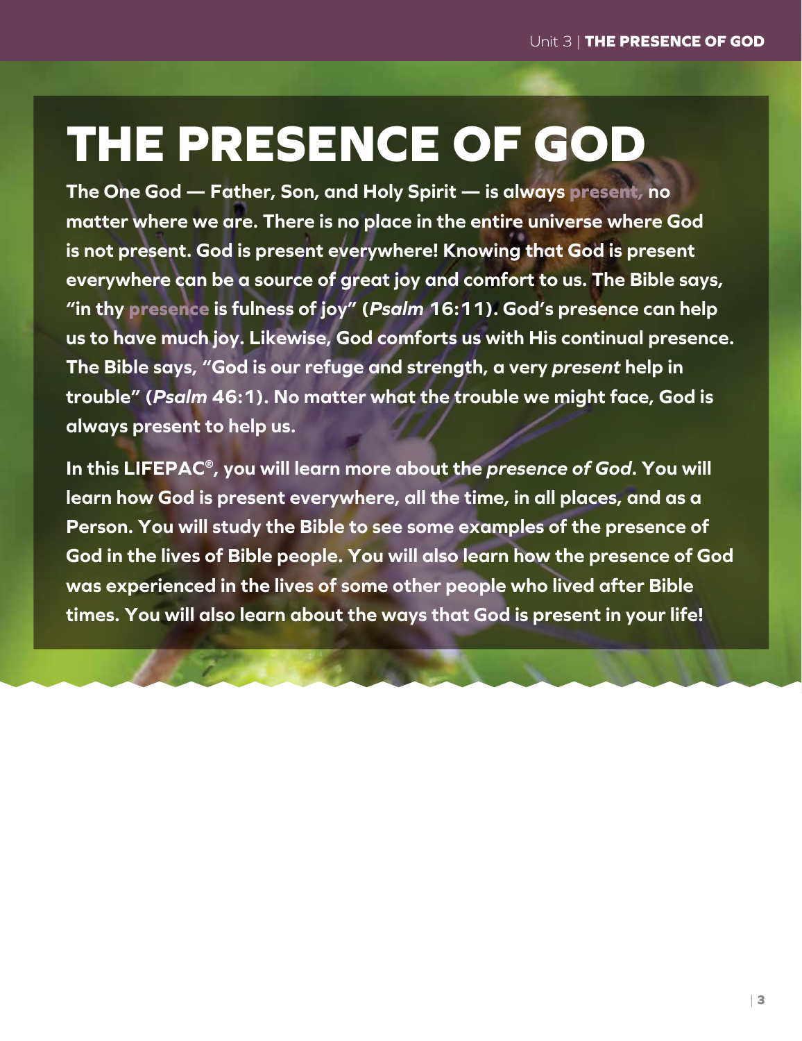# THE PRESENCE OF GOD

**The One God — Father, Son, and Holy Spirit — is always present, no matter where we are. There is no place in the entire universe where God is not present. God is present everywhere! Knowing that God is present everywhere can be a source of great joy and comfort to us. The Bible says, "in thy presence is fulness of joy" (*Psalm* 16:11). God's presence can help us to have much joy. Likewise, God comforts us with His continual presence. The Bible says, "God is our refuge and strength, a very *present* help in trouble" (*Psalm* 46:1). No matter what the trouble we might face, God is always present to help us.**

**In this LIFEPAC®, you will learn more about the *presence of God*. You will learn how God is present everywhere, all the time, in all places, and as a Person. You will study the Bible to see some examples of the presence of God in the lives of Bible people. You will also learn how the presence of God was experienced in the lives of some other people who lived after Bible times. You will also learn about the ways that God is present in your life!**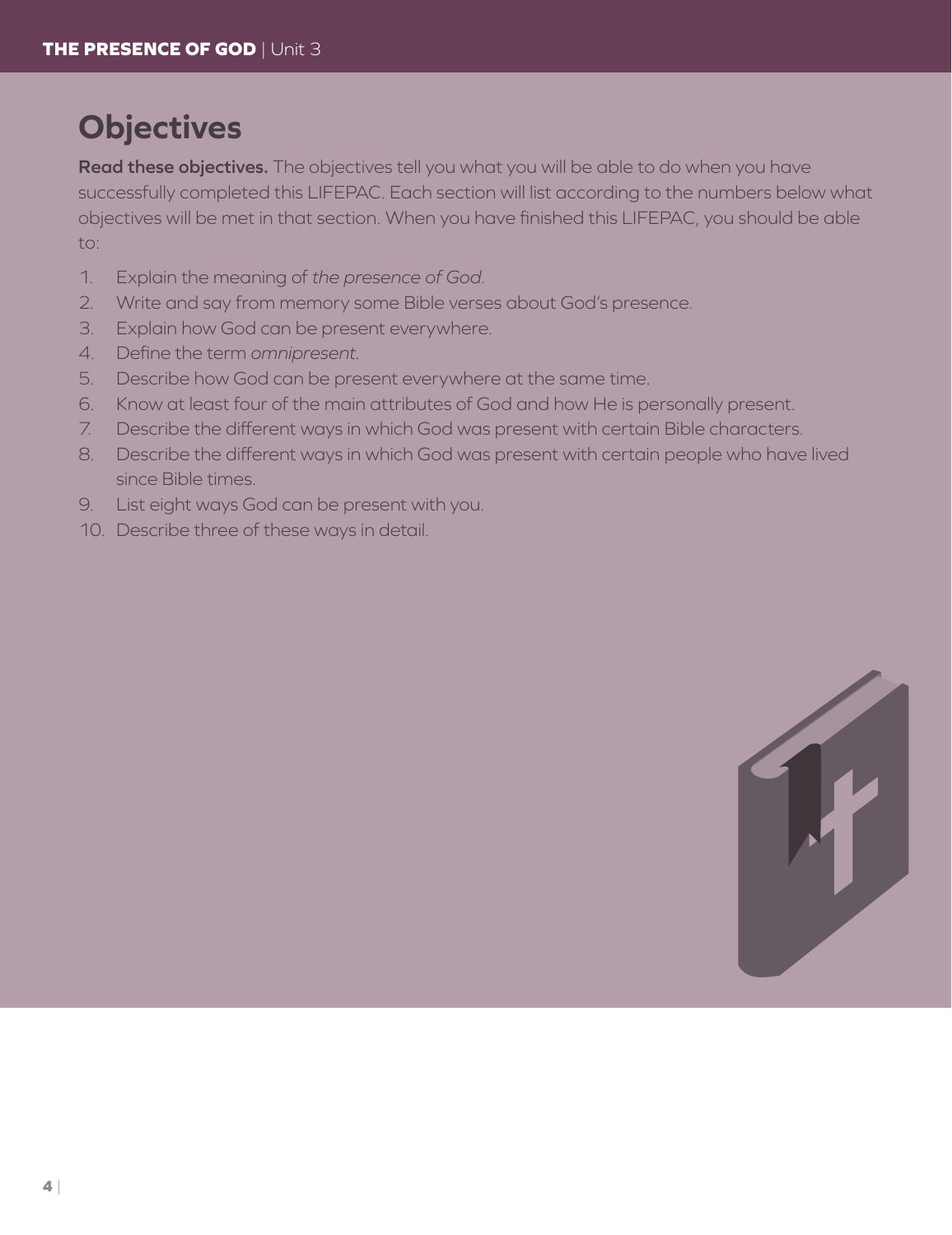## Objectives

**Read these objectives.** The objectives tell you what you will be able to do when you have successfully completed this LIFEPAC. Each section will list according to the numbers below what objectives will be met in that section. When you have finished this LIFEPAC, you should be able to:

1. Explain the meaning of *the presence of God*.
2. Write and say from memory some Bible verses about God's presence.
3. Explain how God can be present everywhere.
4. Define the term *omnipresent*.
5. Describe how God can be present everywhere at the same time.
6. Know at least four of the main attributes of God and how He is personally present.
7. Describe the different ways in which God was present with certain Bible characters.
8. Describe the different ways in which God was present with certain people who have lived since Bible times.
9. List eight ways God can be present with you.
10. Describe three of these ways in detail.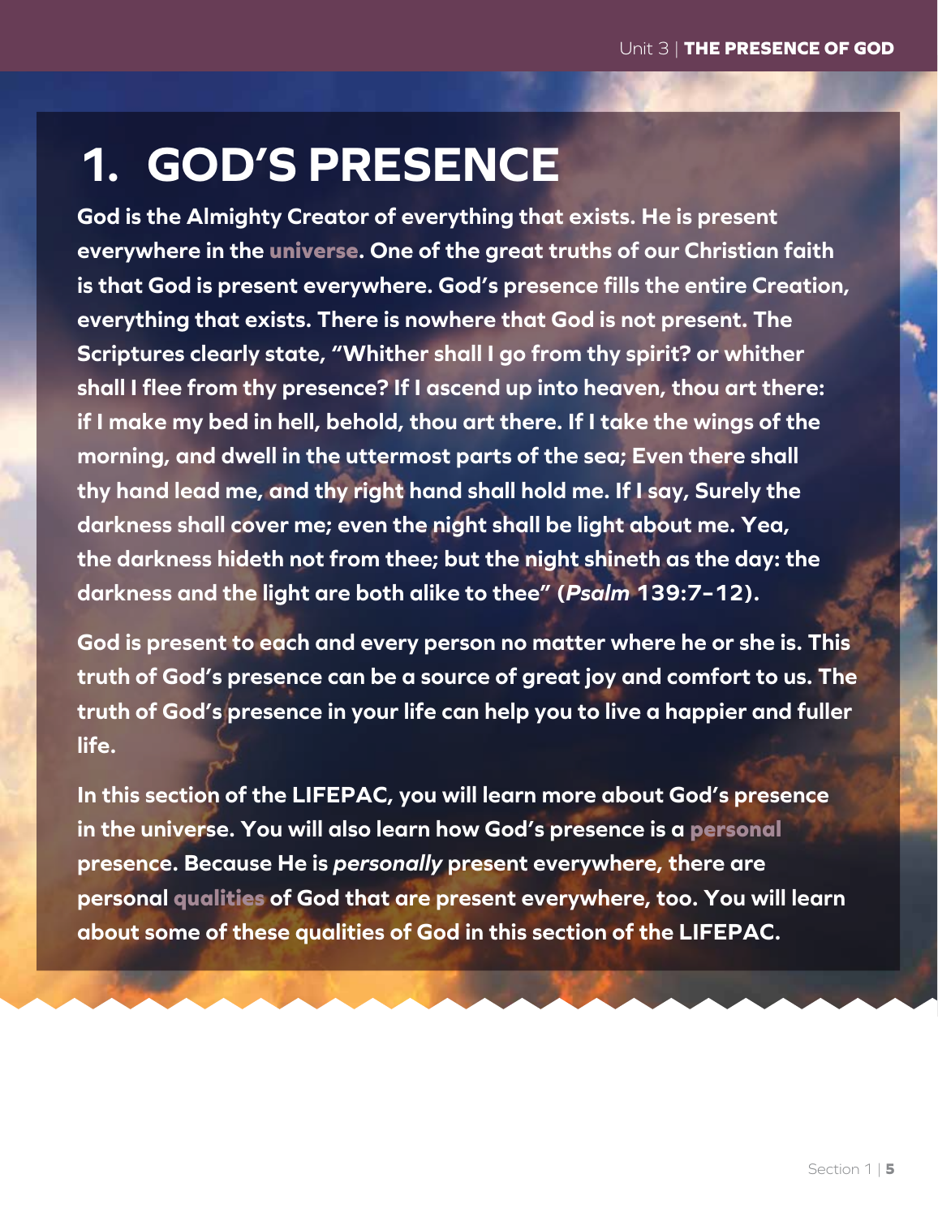# 1. GOD'S PRESENCE

**God is the Almighty Creator of everything that exists. He is present everywhere in the universe. One of the great truths of our Christian faith is that God is present everywhere. God's presence fills the entire Creation, everything that exists. There is nowhere that God is not present. The Scriptures clearly state, "Whither shall I go from thy spirit? or whither shall I flee from thy presence? If I ascend up into heaven, thou art there: if I make my bed in hell, behold, thou art there. If I take the wings of the morning, and dwell in the uttermost parts of the sea; Even there shall thy hand lead me, and thy right hand shall hold me. If I say, Surely the darkness shall cover me; even the night shall be light about me. Yea, the darkness hideth not from thee; but the night shineth as the day: the darkness and the light are both alike to thee" (*Psalm* 139:7–12).**

**God is present to each and every person no matter where he or she is. This truth of God's presence can be a source of great joy and comfort to us. The truth of God's presence in your life can help you to live a happier and fuller life.**

**In this section of the LIFEPAC, you will learn more about God's presence in the universe. You will also learn how God's presence is a personal presence. Because He is *personally* present everywhere, there are personal qualities of God that are present everywhere, too. You will learn about some of these qualities of God in this section of the LIFEPAC.**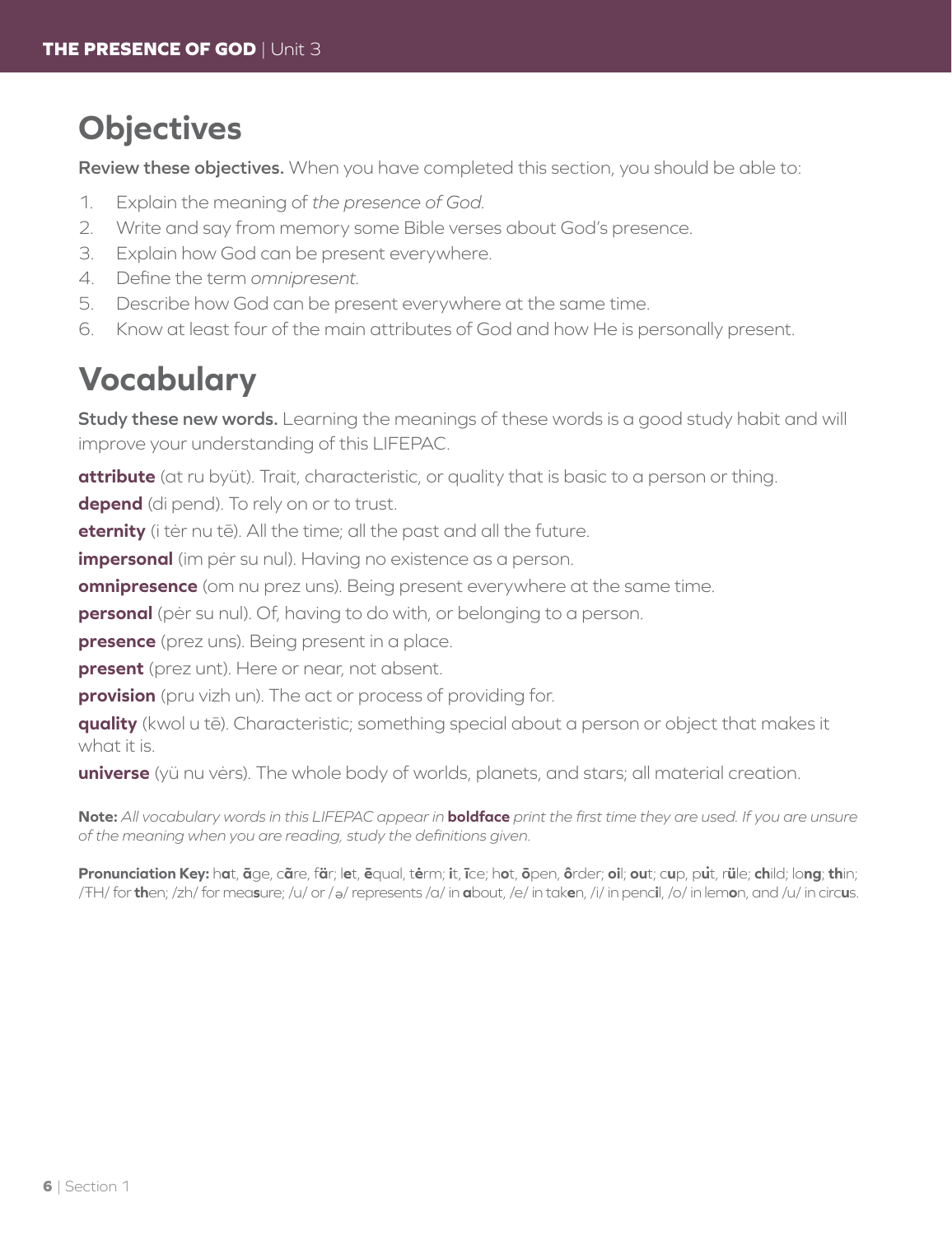## Objectives

**Review these objectives.** When you have completed this section, you should be able to:

1. Explain the meaning of *the presence of God.*
2. Write and say from memory some Bible verses about God's presence.
3. Explain how God can be present everywhere.
4. Define the term *omnipresent.*
5. Describe how God can be present everywhere at the same time.
6. Know at least four of the main attributes of God and how He is personally present.

## Vocabulary

**Study these new words.** Learning the meanings of these words is a good study habit and will improve your understanding of this LIFEPAC.

**attribute** (at ru byüt). Trait, characteristic, or quality that is basic to a person or thing.

**depend** (di pend). To rely on or to trust.

**eternity** (i tėr nu tē). All the time; all the past and all the future.

**impersonal** (im pėr su nul). Having no existence as a person.

**omnipresence** (om nu prez uns). Being present everywhere at the same time.

**personal** (pėr su nul). Of, having to do with, or belonging to a person.

**presence** (prez uns). Being present in a place.

**present** (prez unt). Here or near, not absent.

**provision** (pru vizh un). The act or process of providing for.

**quality** (kwol u tē). Characteristic; something special about a person or object that makes it what it is.

**universe** (yü nu vėrs). The whole body of worlds, planets, and stars; all material creation.

**Note:** *All vocabulary words in this LIFEPAC appear in* **boldface** *print the first time they are used. If you are unsure of the meaning when you are reading, study the definitions given.*

**Pronunciation Key:** h**a**t, **ā**ge, c**ã**re, f**ä**r; l**e**t, **ē**qual, t**ė**rm; **i**t, **ī**ce; h**o**t, **ō**pen, **ô**rder; **oi**l; **ou**t; c**u**p, p**u̇**t, r**ü**le; **ch**ild; lo**ng**; **th**in; /ŦH/ for **th**en; /zh/ for mea**s**ure; /u/ or /ə/ represents /a/ in **a**bout, /e/ in tak**e**n, /i/ in penc**i**l, /o/ in lem**o**n, and /u/ in circ**u**s.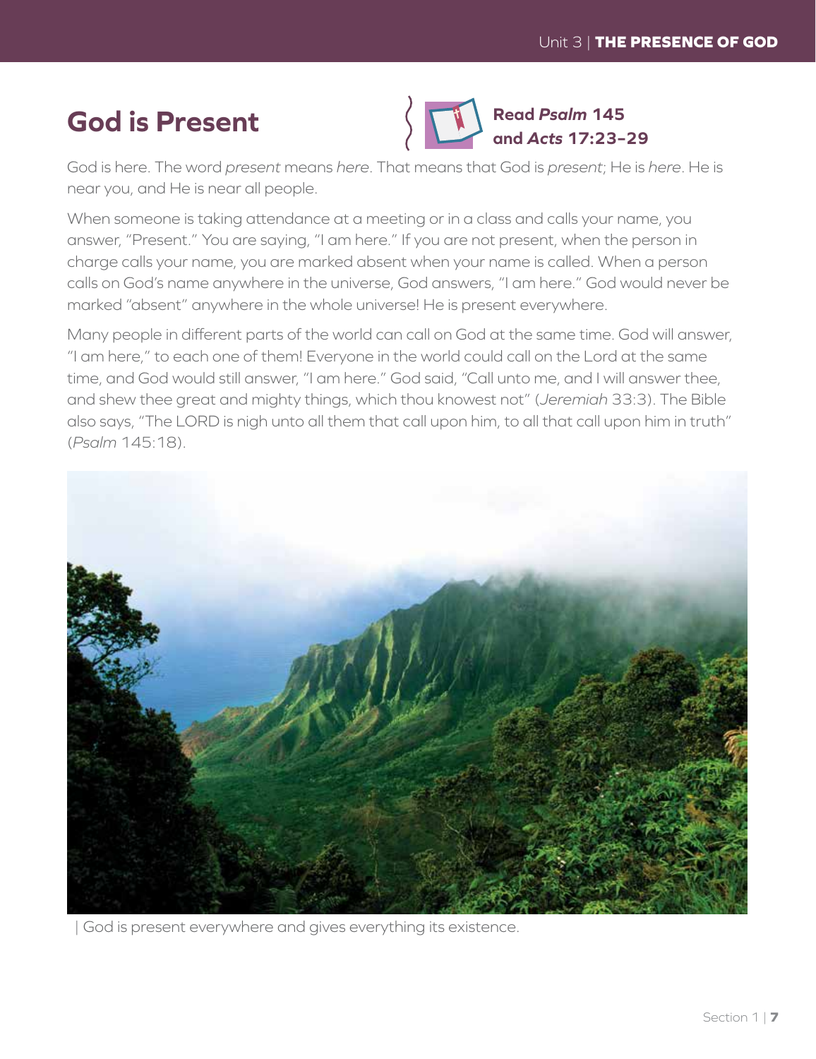## God is Present

**Read *Psalm* 145 and *Acts* 17:23–29**

God is here. The word *present* means *here*. That means that God is *present*; He is *here*. He is near you, and He is near all people.

When someone is taking attendance at a meeting or in a class and calls your name, you answer, "Present." You are saying, "I am here." If you are not present, when the person in charge calls your name, you are marked absent when your name is called. When a person calls on God's name anywhere in the universe, God answers, "I am here." God would never be marked "absent" anywhere in the whole universe! He is present everywhere.

Many people in different parts of the world can call on God at the same time. God will answer, "I am here," to each one of them! Everyone in the world could call on the Lord at the same time, and God would still answer, "I am here." God said, "Call unto me, and I will answer thee, and shew thee great and mighty things, which thou knowest not" (*Jeremiah* 33:3). The Bible also says, "The LORD is nigh unto all them that call upon him, to all that call upon him in truth" (*Psalm* 145:18).

| God is present everywhere and gives everything its existence.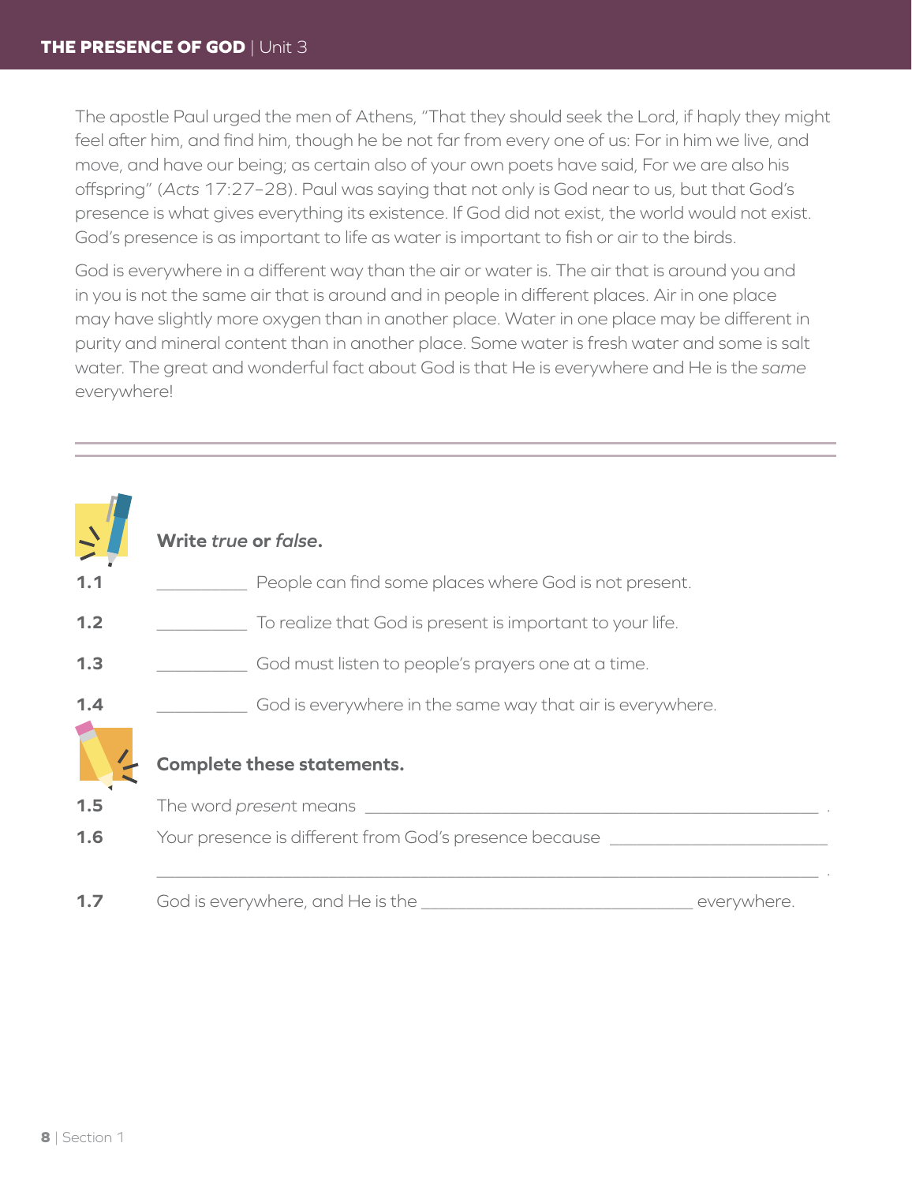The apostle Paul urged the men of Athens, "That they should seek the Lord, if haply they might feel after him, and find him, though he be not far from every one of us: For in him we live, and move, and have our being; as certain also of your own poets have said, For we are also his offspring" (*Acts* 17:27–28). Paul was saying that not only is God near to us, but that God's presence is what gives everything its existence. If God did not exist, the world would not exist. God's presence is as important to life as water is important to fish or air to the birds.

God is everywhere in a different way than the air or water is. The air that is around you and in you is not the same air that is around and in people in different places. Air in one place may have slightly more oxygen than in another place. Water in one place may be different in purity and mineral content than in another place. Some water is fresh water and some is salt water. The great and wonderful fact about God is that He is everywhere and He is the *same* everywhere!

---

**Write *true* or *false*.**

**1.1** __________ People can find some places where God is not present.

**1.2** __________ To realize that God is present is important to your life.

**1.3** __________ God must listen to people's prayers one at a time.

**1.4** __________ God is everywhere in the same way that air is everywhere.

**Complete these statements.**

**1.5** The word *present* means ______________________________________________ .

**1.6** Your presence is different from God's presence because ______________________

_____________________________________________________________________ .

**1.7** God is everywhere, and He is the ______________________________ everywhere.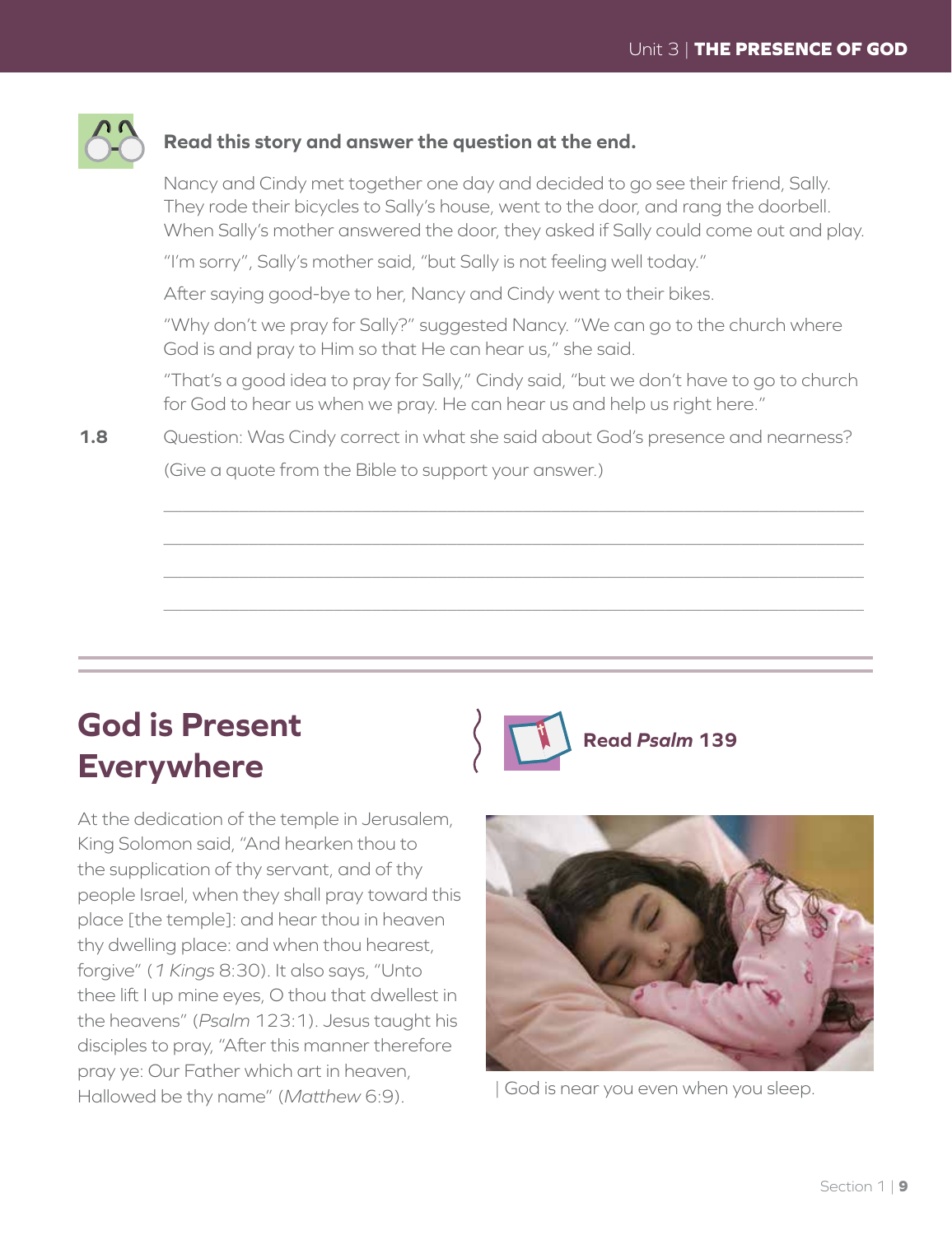**Read this story and answer the question at the end.**

Nancy and Cindy met together one day and decided to go see their friend, Sally. They rode their bicycles to Sally's house, went to the door, and rang the doorbell. When Sally's mother answered the door, they asked if Sally could come out and play.

"I'm sorry", Sally's mother said, "but Sally is not feeling well today."

After saying good-bye to her, Nancy and Cindy went to their bikes.

"Why don't we pray for Sally?" suggested Nancy. "We can go to the church where God is and pray to Him so that He can hear us," she said.

"That's a good idea to pray for Sally," Cindy said, "but we don't have to go to church for God to hear us when we pray. He can hear us and help us right here."

**1.8** Question: Was Cindy correct in what she said about God's presence and nearness? (Give a quote from the Bible to support your answer.)

\_\_\_\_\_\_\_\_\_\_\_\_\_\_\_\_\_\_\_\_\_\_\_\_\_\_\_\_\_\_\_\_\_\_\_\_\_\_\_\_\_\_\_\_\_\_\_\_\_\_\_\_\_\_\_\_\_\_\_\_

\_\_\_\_\_\_\_\_\_\_\_\_\_\_\_\_\_\_\_\_\_\_\_\_\_\_\_\_\_\_\_\_\_\_\_\_\_\_\_\_\_\_\_\_\_\_\_\_\_\_\_\_\_\_\_\_\_\_\_\_

\_\_\_\_\_\_\_\_\_\_\_\_\_\_\_\_\_\_\_\_\_\_\_\_\_\_\_\_\_\_\_\_\_\_\_\_\_\_\_\_\_\_\_\_\_\_\_\_\_\_\_\_\_\_\_\_\_\_\_\_

\_\_\_\_\_\_\_\_\_\_\_\_\_\_\_\_\_\_\_\_\_\_\_\_\_\_\_\_\_\_\_\_\_\_\_\_\_\_\_\_\_\_\_\_\_\_\_\_\_\_\_\_\_\_\_\_\_\_\_\_

## God is Present Everywhere

**Read *Psalm* 139**

At the dedication of the temple in Jerusalem, King Solomon said, "And hearken thou to the supplication of thy servant, and of thy people Israel, when they shall pray toward this place [the temple]: and hear thou in heaven thy dwelling place: and when thou hearest, forgive" (*1 Kings* 8:30). It also says, "Unto thee lift I up mine eyes, O thou that dwellest in the heavens" (*Psalm* 123:1). Jesus taught his disciples to pray, "After this manner therefore pray ye: Our Father which art in heaven, Hallowed be thy name" (*Matthew* 6:9).

| God is near you even when you sleep.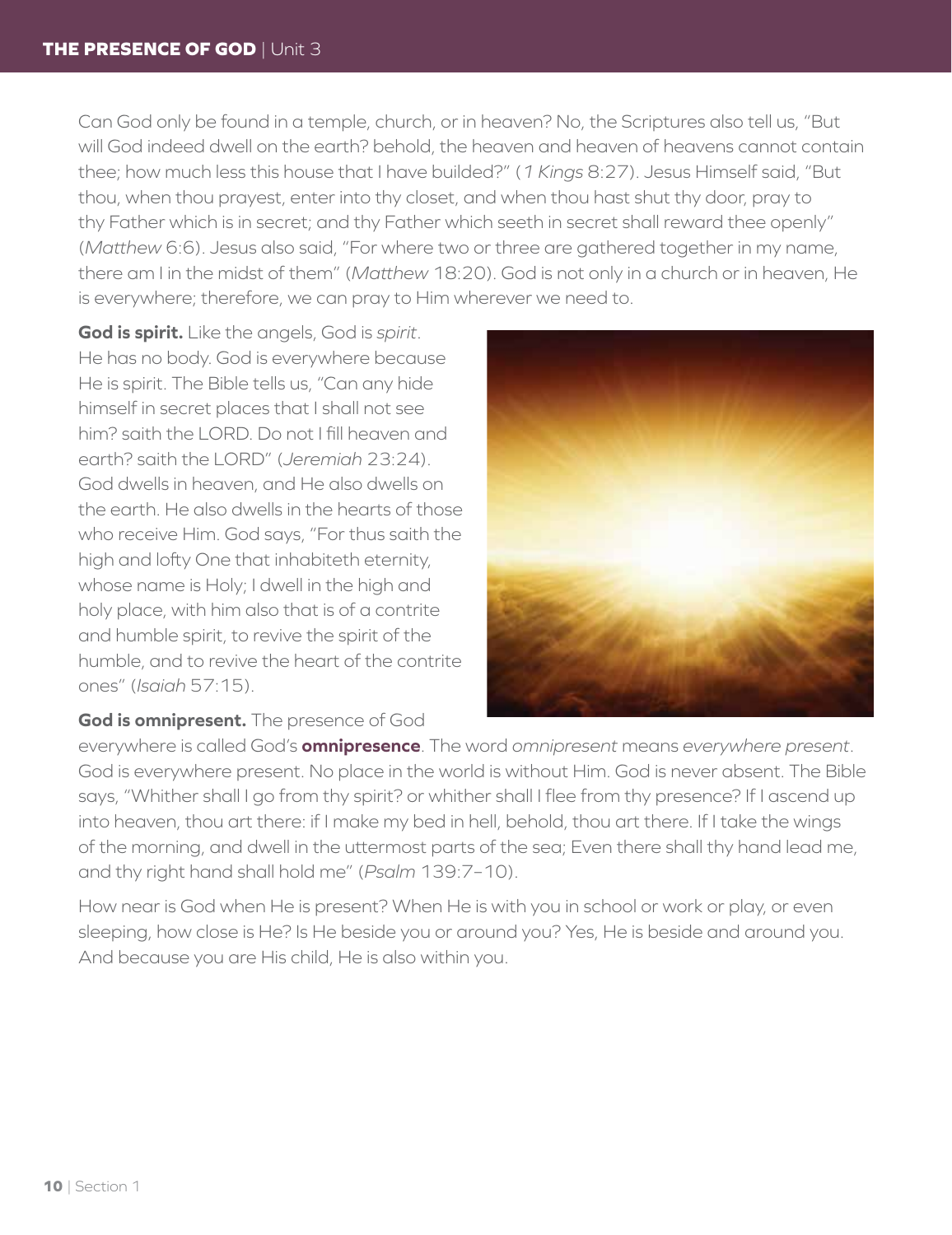Can God only be found in a temple, church, or in heaven? No, the Scriptures also tell us, "But will God indeed dwell on the earth? behold, the heaven and heaven of heavens cannot contain thee; how much less this house that I have builded?" (*1 Kings* 8:27). Jesus Himself said, "But thou, when thou prayest, enter into thy closet, and when thou hast shut thy door, pray to thy Father which is in secret; and thy Father which seeth in secret shall reward thee openly" (*Matthew* 6:6). Jesus also said, "For where two or three are gathered together in my name, there am I in the midst of them" (*Matthew* 18:20). God is not only in a church or in heaven, He is everywhere; therefore, we can pray to Him wherever we need to.

**God is spirit.** Like the angels, God is *spirit*. He has no body. God is everywhere because He is spirit. The Bible tells us, "Can any hide himself in secret places that I shall not see him? saith the LORD. Do not I fill heaven and earth? saith the LORD" (*Jeremiah* 23:24). God dwells in heaven, and He also dwells on the earth. He also dwells in the hearts of those who receive Him. God says, "For thus saith the high and lofty One that inhabiteth eternity, whose name is Holy; I dwell in the high and holy place, with him also that is of a contrite and humble spirit, to revive the spirit of the humble, and to revive the heart of the contrite ones" (*Isaiah* 57:15).

**God is omnipresent.** The presence of God everywhere is called God's **omnipresence**. The word *omnipresent* means *everywhere present*. God is everywhere present. No place in the world is without Him. God is never absent. The Bible says, "Whither shall I go from thy spirit? or whither shall I flee from thy presence? If I ascend up into heaven, thou art there: if I make my bed in hell, behold, thou art there. If I take the wings of the morning, and dwell in the uttermost parts of the sea; Even there shall thy hand lead me, and thy right hand shall hold me" (*Psalm* 139:7–10).

How near is God when He is present? When He is with you in school or work or play, or even sleeping, how close is He? Is He beside you or around you? Yes, He is beside and around you. And because you are His child, He is also within you.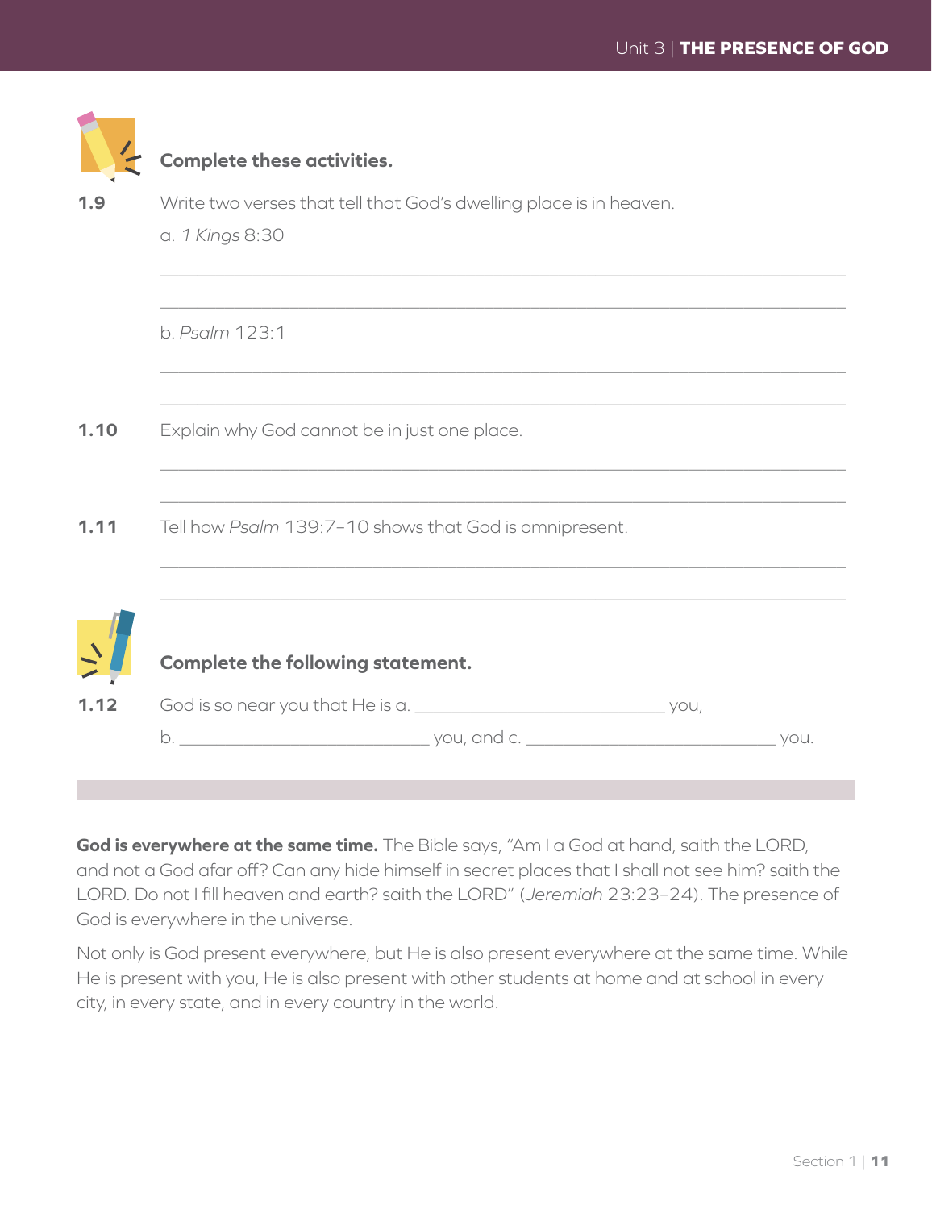**Complete these activities.**

**1.9** Write two verses that tell that God's dwelling place is in heaven.

a. *1 Kings* 8:30

_______________________________________________________________

_______________________________________________________________

b. *Psalm* 123:1

_______________________________________________________________

_______________________________________________________________

**1.10** Explain why God cannot be in just one place.

_______________________________________________________________

_______________________________________________________________

**1.11** Tell how *Psalm* 139:7–10 shows that God is omnipresent.

_______________________________________________________________

_______________________________________________________________

**Complete the following statement.**

**1.12** God is so near you that He is a. ___________________________ you,

b. ___________________________ you, and c. ___________________________ you.

**God is everywhere at the same time.** The Bible says, "Am I a God at hand, saith the LORD, and not a God afar off? Can any hide himself in secret places that I shall not see him? saith the LORD. Do not I fill heaven and earth? saith the LORD" (*Jeremiah* 23:23–24). The presence of God is everywhere in the universe.

Not only is God present everywhere, but He is also present everywhere at the same time. While He is present with you, He is also present with other students at home and at school in every city, in every state, and in every country in the world.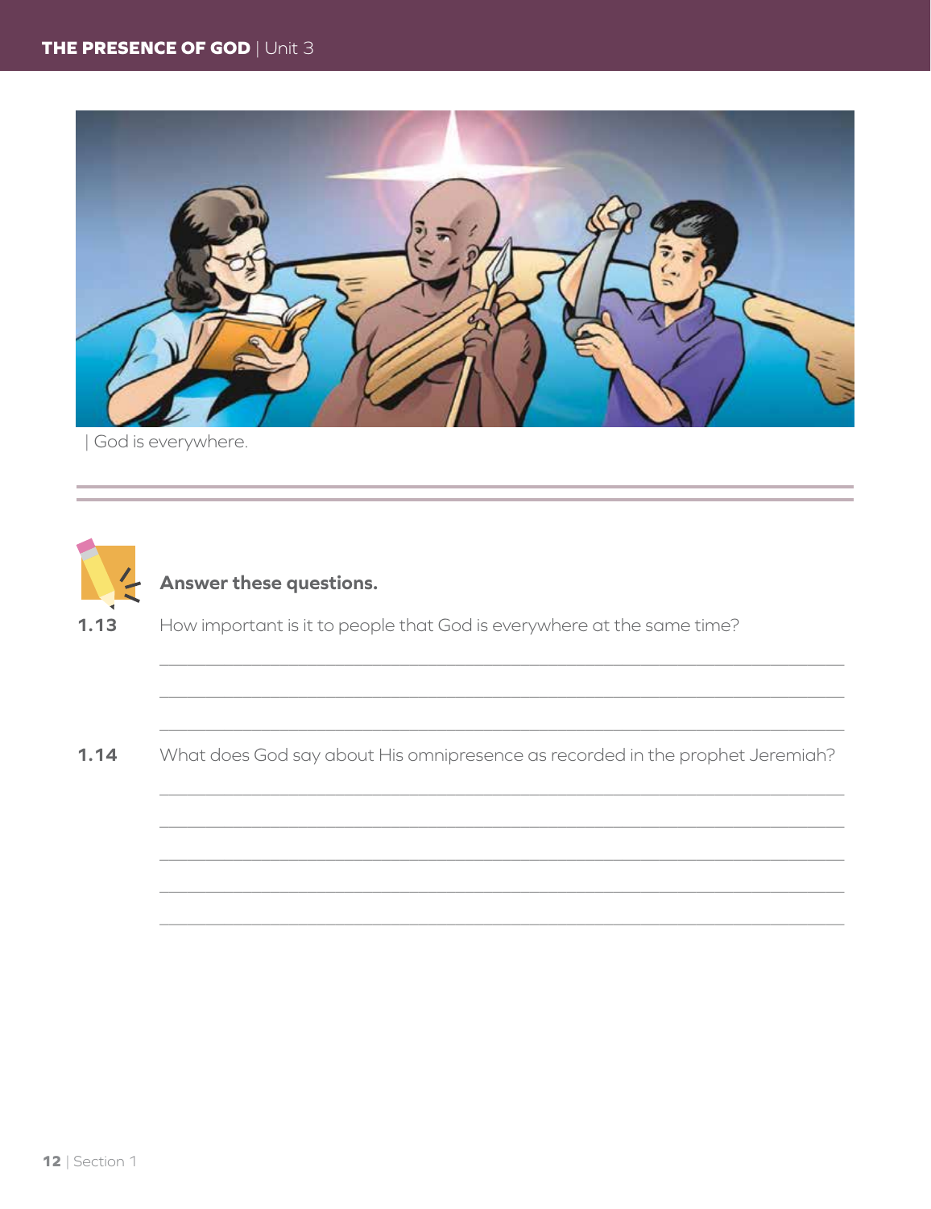| God is everywhere.

**Answer these questions.**

**1.13** How important is it to people that God is everywhere at the same time?

_______________________________________________________________

_______________________________________________________________

_______________________________________________________________

**1.14** What does God say about His omnipresence as recorded in the prophet Jeremiah?

_______________________________________________________________

_______________________________________________________________

_______________________________________________________________

_______________________________________________________________

_______________________________________________________________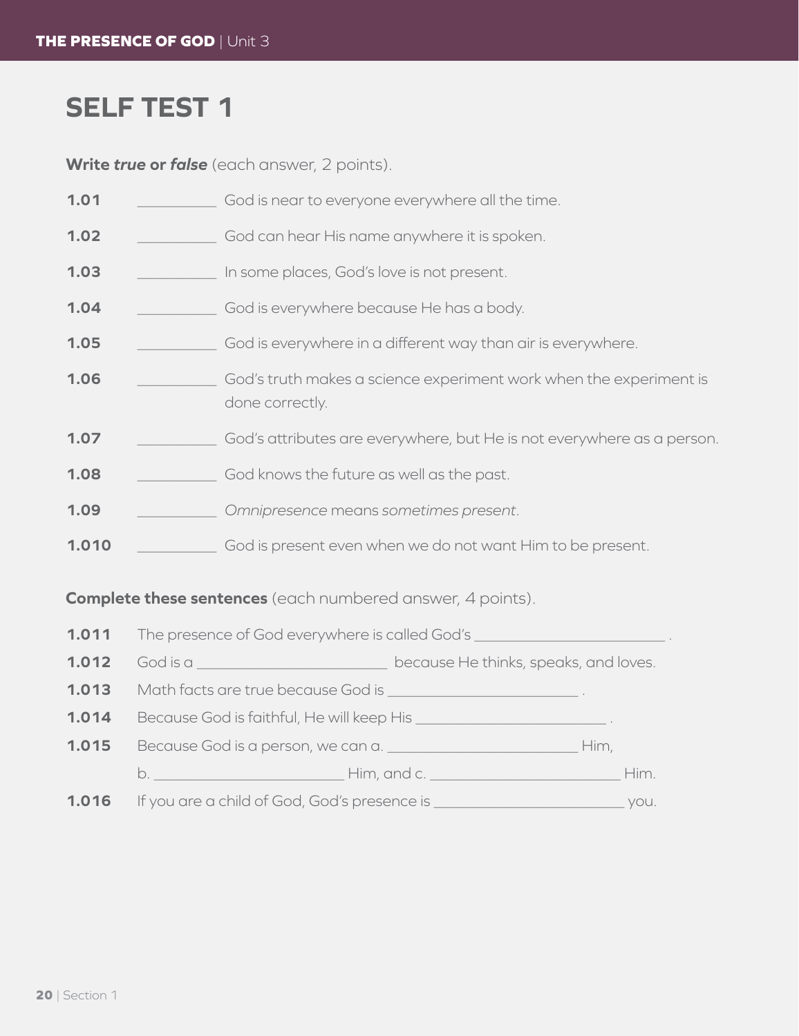# SELF TEST 1

**Write *true* or *false*** (each answer, 2 points).

**1.01** __________ God is near to everyone everywhere all the time.

**1.02** __________ God can hear His name anywhere it is spoken.

**1.03** __________ In some places, God's love is not present.

**1.04** __________ God is everywhere because He has a body.

**1.05** __________ God is everywhere in a different way than air is everywhere.

**1.06** __________ God's truth makes a science experiment work when the experiment is done correctly.

**1.07** __________ God's attributes are everywhere, but He is not everywhere as a person.

**1.08** __________ God knows the future as well as the past.

**1.09** __________ *Omnipresence* means *sometimes present*.

**1.010** __________ God is present even when we do not want Him to be present.

**Complete these sentences** (each numbered answer, 4 points).

**1.011** The presence of God everywhere is called God's ________________________ .

**1.012** God is a ________________________ because He thinks, speaks, and loves.

**1.013** Math facts are true because God is ________________________ .

**1.014** Because God is faithful, He will keep His ________________________ .

**1.015** Because God is a person, we can a. ________________________ Him, b. ________________________ Him, and c. ________________________ Him.

**1.016** If you are a child of God, God's presence is ________________________ you.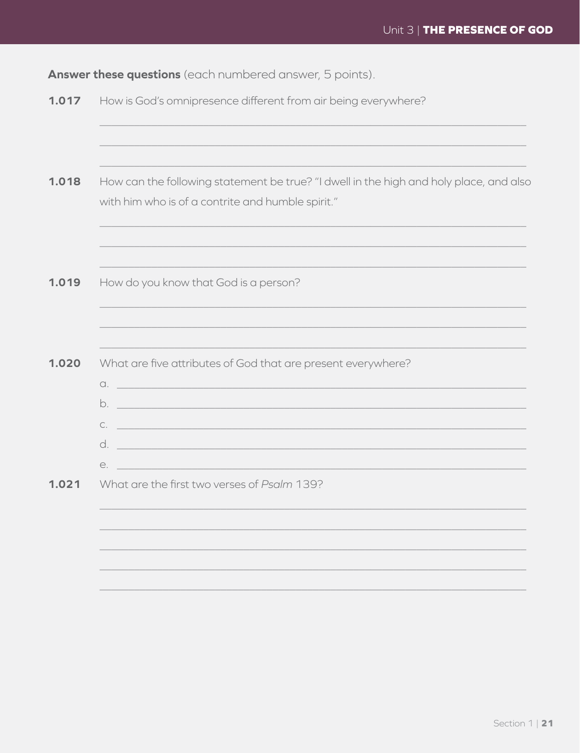**Answer these questions** (each numbered answer, 5 points).

**1.017** How is God's omnipresence different from air being everywhere?

______________________________________________________________________

______________________________________________________________________

______________________________________________________________________

**1.018** How can the following statement be true? "I dwell in the high and holy place, and also with him who is of a contrite and humble spirit."

______________________________________________________________________

______________________________________________________________________

______________________________________________________________________

**1.019** How do you know that God is a person?

______________________________________________________________________

______________________________________________________________________

______________________________________________________________________

**1.020** What are five attributes of God that are present everywhere?

a. ____________________________________________________________________

b. ____________________________________________________________________

c. ____________________________________________________________________

d. ____________________________________________________________________

e. ____________________________________________________________________

**1.021** What are the first two verses of *Psalm* 139?

______________________________________________________________________

______________________________________________________________________

______________________________________________________________________

______________________________________________________________________

______________________________________________________________________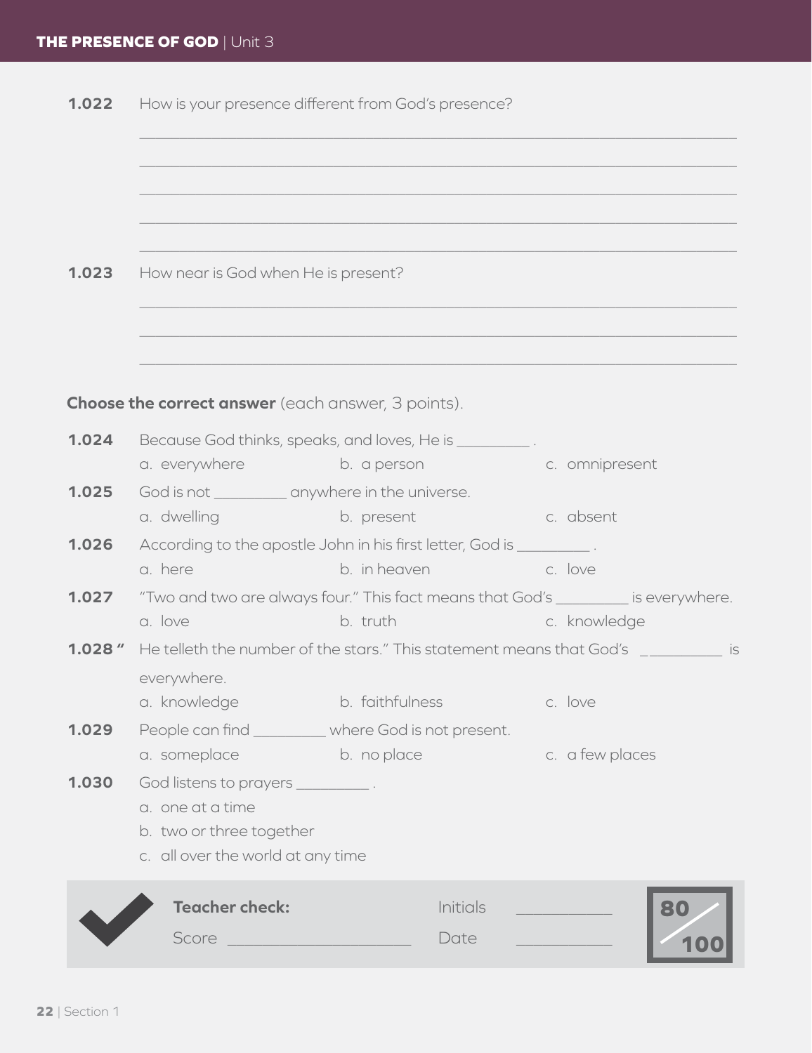**1.022** How is your presence different from God's presence?

_______________________________________________________________________________

_______________________________________________________________________________

_______________________________________________________________________________

_______________________________________________________________________________

_______________________________________________________________________________

**1.023** How near is God when He is present?

_______________________________________________________________________________

_______________________________________________________________________________

_______________________________________________________________________________

**Choose the correct answer** (each answer, 3 points).

**1.024** Because God thinks, speaks, and loves, He is _________ .

a. everywhere  b. a person  c. omnipresent

**1.025** God is not _________ anywhere in the universe.

a. dwelling  b. present  c. absent

**1.026** According to the apostle John in his first letter, God is _________ .

a. here  b. in heaven  c. love

**1.027** "Two and two are always four." This fact means that God's _________ is everywhere.

a. love  b. truth  c. knowledge

**1.028** "He telleth the number of the stars." This statement means that God's _________ is everywhere.

a. knowledge  b. faithfulness  c. love

**1.029** People can find _________ where God is not present.

a. someplace  b. no place  c. a few places

**1.030** God listens to prayers _________ .

a. one at a time

b. two or three together

c. all over the world at any time

**Teacher check:** Initials ___________

Score ______________________ Date ___________

80/100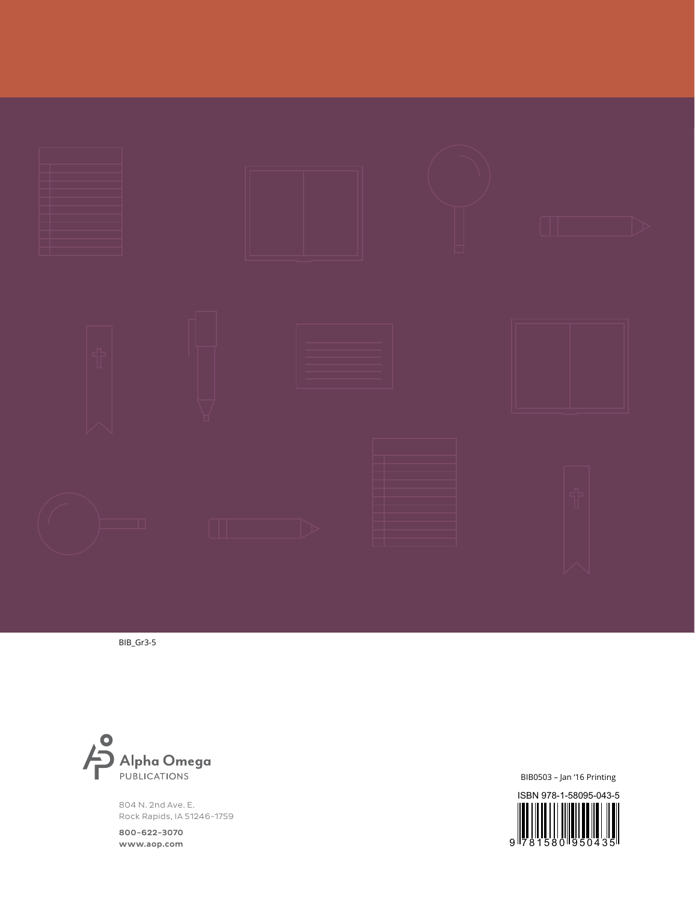BIB_Gr3-5

Alpha Omega
PUBLICATIONS

804 N. 2nd Ave. E.
Rock Rapids, IA 51246-1759

**800-622-3070**
**www.aop.com**

BIB0503 – Jan '16 Printing

ISBN 978-1-58095-043-5

9 781580 950435